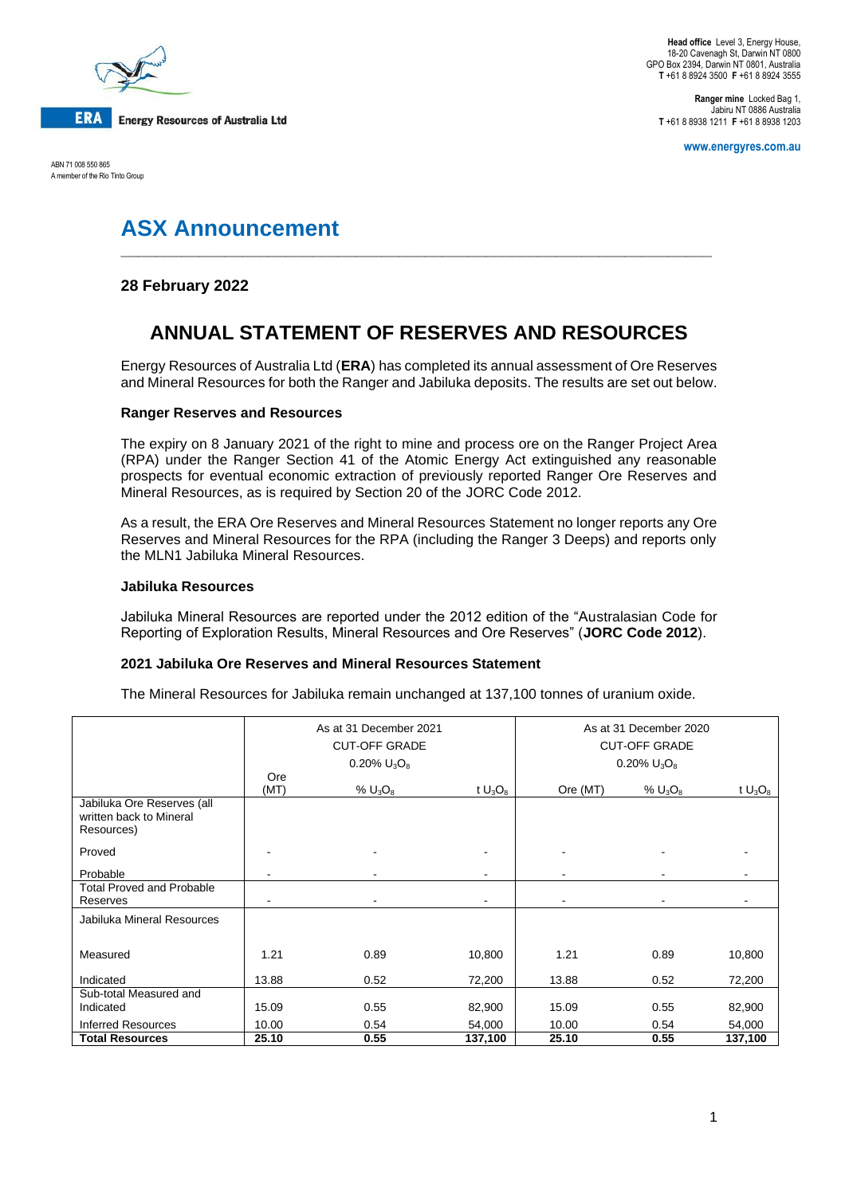**Head office** Level 3, Energy House, 18-20 Cavenagh St, Darwin NT 0800
GPO Box 2394, Darwin NT 0801, Australia
**T** +61 8 8924 3500 **F** +61 8 8924 3555

**Ranger mine** Locked Bag 1, Jabiru NT 0886 Australia
**T** +61 8 8938 1211 **F** +61 8 8938 1203

**www.energyres.com.au**

**ERA** Energy Resources of Australia Ltd

ABN 71 008 550 865
A member of the Rio Tinto Group

# ASX Announcement

**28 February 2022**

## ANNUAL STATEMENT OF RESERVES AND RESOURCES

Energy Resources of Australia Ltd (**ERA**) has completed its annual assessment of Ore Reserves and Mineral Resources for both the Ranger and Jabiluka deposits. The results are set out below.

### Ranger Reserves and Resources

The expiry on 8 January 2021 of the right to mine and process ore on the Ranger Project Area (RPA) under the Ranger Section 41 of the Atomic Energy Act extinguished any reasonable prospects for eventual economic extraction of previously reported Ranger Ore Reserves and Mineral Resources, as is required by Section 20 of the JORC Code 2012.

As a result, the ERA Ore Reserves and Mineral Resources Statement no longer reports any Ore Reserves and Mineral Resources for the RPA (including the Ranger 3 Deeps) and reports only the MLN1 Jabiluka Mineral Resources.

### Jabiluka Resources

Jabiluka Mineral Resources are reported under the 2012 edition of the "Australasian Code for Reporting of Exploration Results, Mineral Resources and Ore Reserves" (**JORC Code 2012**).

### 2021 Jabiluka Ore Reserves and Mineral Resources Statement

The Mineral Resources for Jabiluka remain unchanged at 137,100 tonnes of uranium oxide.

| | As at 31 December 2021 CUT-OFF GRADE 0.20% $U_3O_8$ | | | As at 31 December 2020 CUT-OFF GRADE 0.20% $U_3O_8$ | | |
|---|---|---|---|---|---|---|
| | Ore (MT) | % $U_3O_8$ | t $U_3O_8$ | Ore (MT) | % $U_3O_8$ | t $U_3O_8$ |
| Jabiluka Ore Reserves (all written back to Mineral Resources) | | | | | | |
| Proved | - | - | - | - | - | - |
| Probable | - | - | - | - | - | - |
| Total Proved and Probable Reserves | - | - | - | - | - | - |
| Jabiluka Mineral Resources | | | | | | |
| Measured | 1.21 | 0.89 | 10,800 | 1.21 | 0.89 | 10,800 |
| Indicated | 13.88 | 0.52 | 72,200 | 13.88 | 0.52 | 72,200 |
| Sub-total Measured and Indicated | 15.09 | 0.55 | 82,900 | 15.09 | 0.55 | 82,900 |
| Inferred Resources | 10.00 | 0.54 | 54,000 | 10.00 | 0.54 | 54,000 |
| **Total Resources** | **25.10** | **0.55** | **137,100** | **25.10** | **0.55** | **137,100** |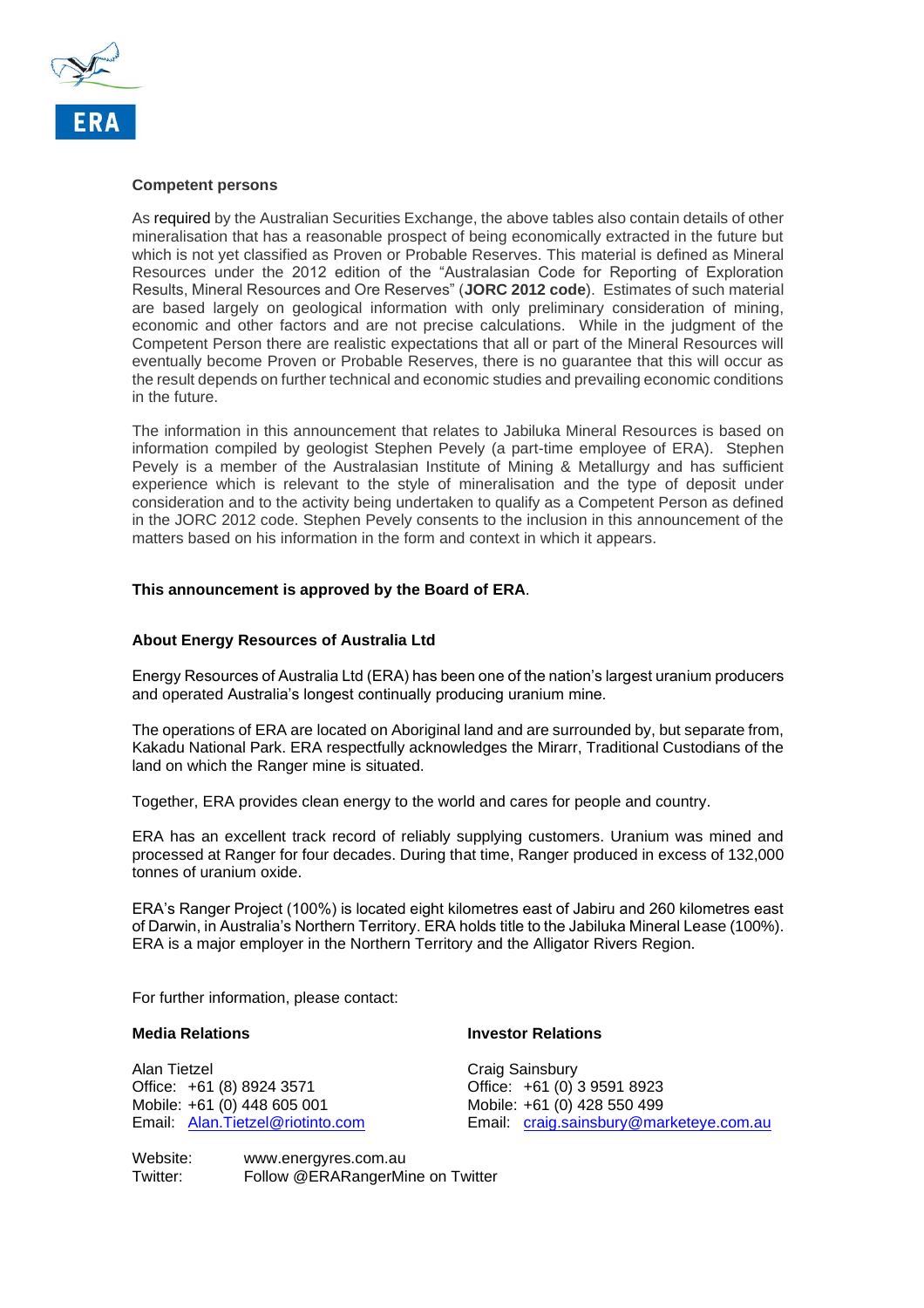**Competent persons**

As required by the Australian Securities Exchange, the above tables also contain details of other mineralisation that has a reasonable prospect of being economically extracted in the future but which is not yet classified as Proven or Probable Reserves. This material is defined as Mineral Resources under the 2012 edition of the "Australasian Code for Reporting of Exploration Results, Mineral Resources and Ore Reserves" (**JORC 2012 code**). Estimates of such material are based largely on geological information with only preliminary consideration of mining, economic and other factors and are not precise calculations. While in the judgment of the Competent Person there are realistic expectations that all or part of the Mineral Resources will eventually become Proven or Probable Reserves, there is no guarantee that this will occur as the result depends on further technical and economic studies and prevailing economic conditions in the future.

The information in this announcement that relates to Jabiluka Mineral Resources is based on information compiled by geologist Stephen Pevely (a part-time employee of ERA). Stephen Pevely is a member of the Australasian Institute of Mining & Metallurgy and has sufficient experience which is relevant to the style of mineralisation and the type of deposit under consideration and to the activity being undertaken to qualify as a Competent Person as defined in the JORC 2012 code. Stephen Pevely consents to the inclusion in this announcement of the matters based on his information in the form and context in which it appears.

**This announcement is approved by the Board of ERA**.

**About Energy Resources of Australia Ltd**

Energy Resources of Australia Ltd (ERA) has been one of the nation's largest uranium producers and operated Australia's longest continually producing uranium mine.

The operations of ERA are located on Aboriginal land and are surrounded by, but separate from, Kakadu National Park. ERA respectfully acknowledges the Mirarr, Traditional Custodians of the land on which the Ranger mine is situated.

Together, ERA provides clean energy to the world and cares for people and country.

ERA has an excellent track record of reliably supplying customers. Uranium was mined and processed at Ranger for four decades. During that time, Ranger produced in excess of 132,000 tonnes of uranium oxide.

ERA's Ranger Project (100%) is located eight kilometres east of Jabiru and 260 kilometres east of Darwin, in Australia's Northern Territory. ERA holds title to the Jabiluka Mineral Lease (100%). ERA is a major employer in the Northern Territory and the Alligator Rivers Region.

For further information, please contact:

**Media Relations**

Alan Tietzel
Office: +61 (8) 8924 3571
Mobile: +61 (0) 448 605 001
Email: Alan.Tietzel@riotinto.com

**Investor Relations**

Craig Sainsbury
Office: +61 (0) 3 9591 8923
Mobile: +61 (0) 428 550 499
Email: craig.sainsbury@marketeye.com.au

Website: www.energyres.com.au
Twitter: Follow @ERARangerMine on Twitter